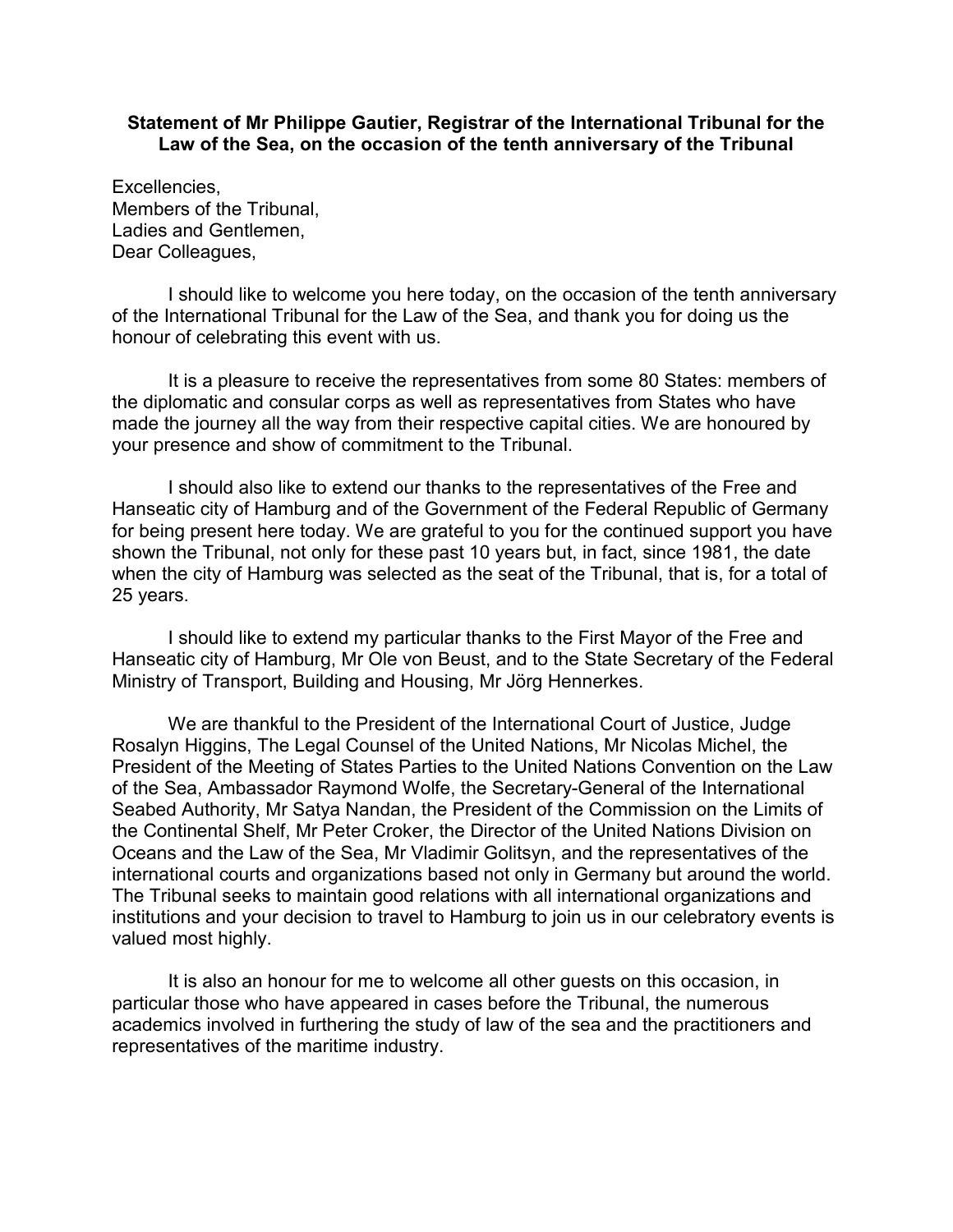**Statement of Mr Philippe Gautier, Registrar of the International Tribunal for the Law of the Sea, on the occasion of the tenth anniversary of the Tribunal**

Excellencies,
Members of the Tribunal,
Ladies and Gentlemen,
Dear Colleagues,

I should like to welcome you here today, on the occasion of the tenth anniversary of the International Tribunal for the Law of the Sea, and thank you for doing us the honour of celebrating this event with us.

It is a pleasure to receive the representatives from some 80 States: members of the diplomatic and consular corps as well as representatives from States who have made the journey all the way from their respective capital cities. We are honoured by your presence and show of commitment to the Tribunal.

I should also like to extend our thanks to the representatives of the Free and Hanseatic city of Hamburg and of the Government of the Federal Republic of Germany for being present here today. We are grateful to you for the continued support you have shown the Tribunal, not only for these past 10 years but, in fact, since 1981, the date when the city of Hamburg was selected as the seat of the Tribunal, that is, for a total of 25 years.

I should like to extend my particular thanks to the First Mayor of the Free and Hanseatic city of Hamburg, Mr Ole von Beust, and to the State Secretary of the Federal Ministry of Transport, Building and Housing, Mr Jörg Hennerkes.

We are thankful to the President of the International Court of Justice, Judge Rosalyn Higgins, The Legal Counsel of the United Nations, Mr Nicolas Michel, the President of the Meeting of States Parties to the United Nations Convention on the Law of the Sea, Ambassador Raymond Wolfe, the Secretary-General of the International Seabed Authority, Mr Satya Nandan, the President of the Commission on the Limits of the Continental Shelf, Mr Peter Croker, the Director of the United Nations Division on Oceans and the Law of the Sea, Mr Vladimir Golitsyn, and the representatives of the international courts and organizations based not only in Germany but around the world. The Tribunal seeks to maintain good relations with all international organizations and institutions and your decision to travel to Hamburg to join us in our celebratory events is valued most highly.

It is also an honour for me to welcome all other guests on this occasion, in particular those who have appeared in cases before the Tribunal, the numerous academics involved in furthering the study of law of the sea and the practitioners and representatives of the maritime industry.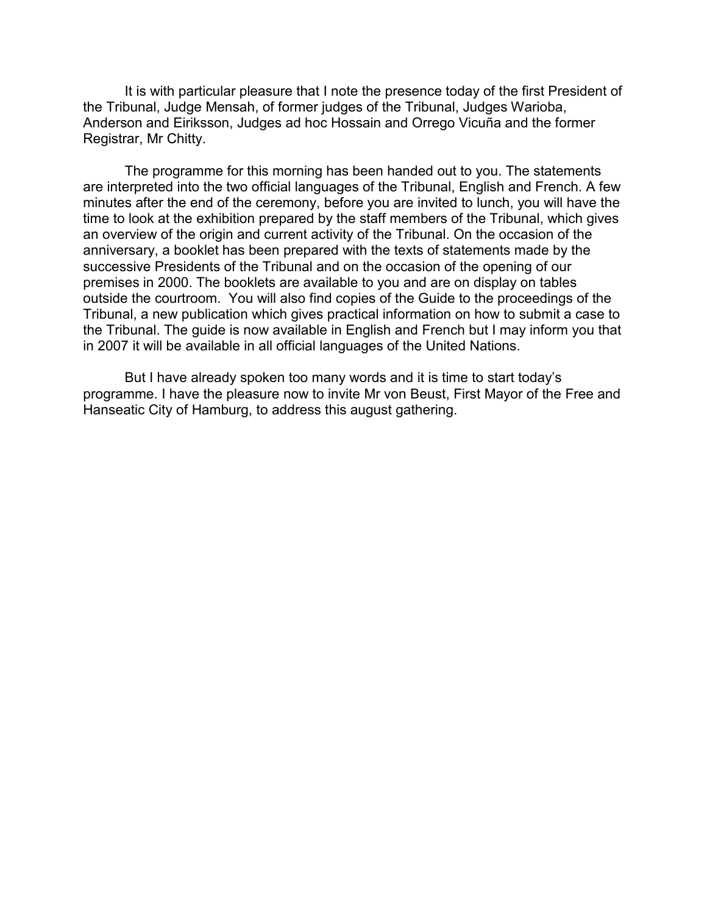It is with particular pleasure that I note the presence today of the first President of the Tribunal, Judge Mensah, of former judges of the Tribunal, Judges Warioba, Anderson and Eiriksson, Judges ad hoc Hossain and Orrego Vicuña and the former Registrar, Mr Chitty.

The programme for this morning has been handed out to you. The statements are interpreted into the two official languages of the Tribunal, English and French. A few minutes after the end of the ceremony, before you are invited to lunch, you will have the time to look at the exhibition prepared by the staff members of the Tribunal, which gives an overview of the origin and current activity of the Tribunal. On the occasion of the anniversary, a booklet has been prepared with the texts of statements made by the successive Presidents of the Tribunal and on the occasion of the opening of our premises in 2000. The booklets are available to you and are on display on tables outside the courtroom. You will also find copies of the Guide to the proceedings of the Tribunal, a new publication which gives practical information on how to submit a case to the Tribunal. The guide is now available in English and French but I may inform you that in 2007 it will be available in all official languages of the United Nations.

But I have already spoken too many words and it is time to start today's programme. I have the pleasure now to invite Mr von Beust, First Mayor of the Free and Hanseatic City of Hamburg, to address this august gathering.